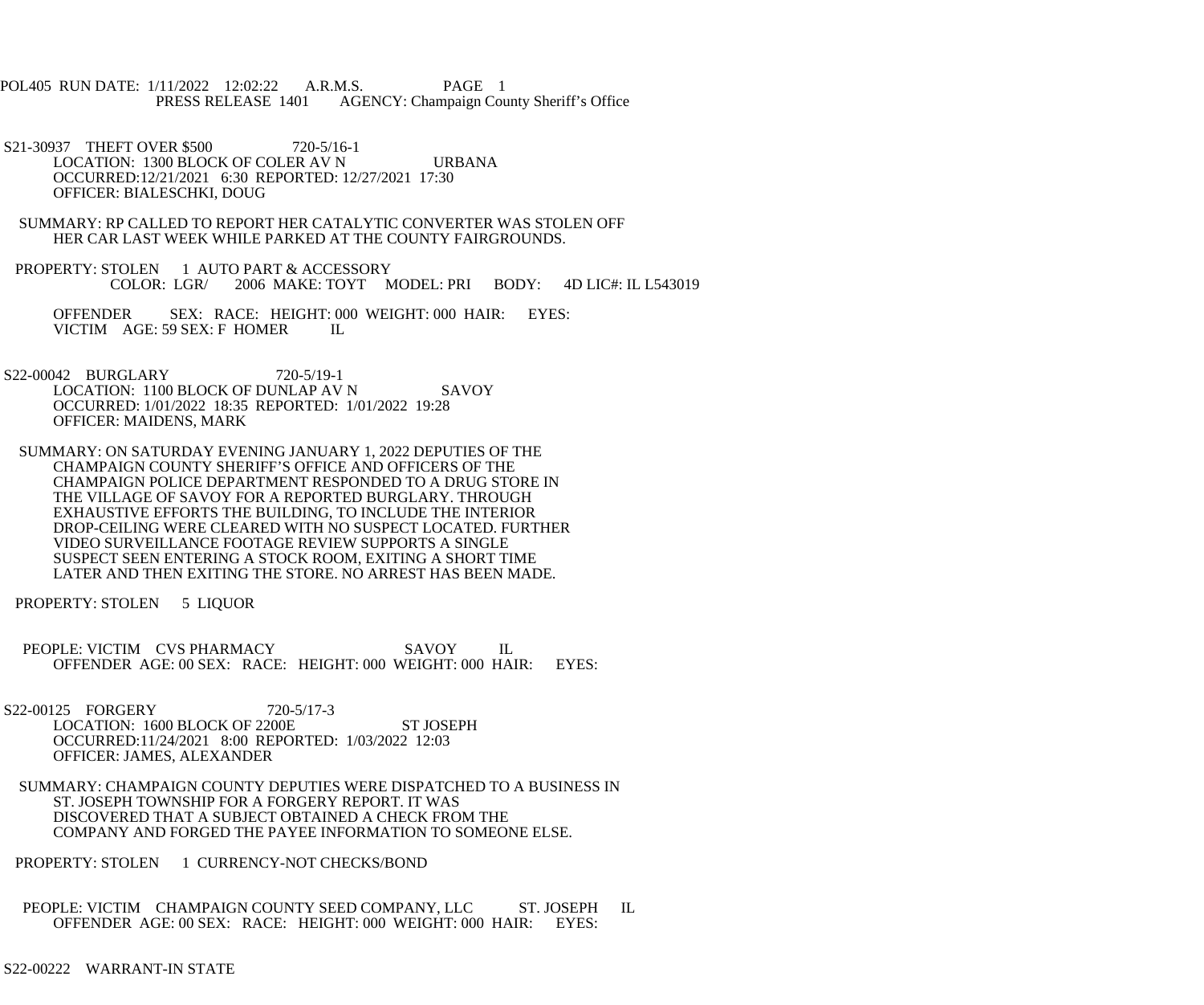POL405 RUN DATE: 1/11/2022 12:02:22 A.R.M.S. PAGE 1
PRESS RELEASE 1401 AGENCY: Champaign County Sheriff's Office

S21-30937 THEFT OVER $500 720-5/16-1
LOCATION: 1300 BLOCK OF COLER AV N URBANA
OCCURRED:12/21/2021 6:30 REPORTED: 12/27/2021 17:30
OFFICER: BIALESCHKI, DOUG

SUMMARY: RP CALLED TO REPORT HER CATALYTIC CONVERTER WAS STOLEN OFF HER CAR LAST WEEK WHILE PARKED AT THE COUNTY FAIRGROUNDS.

PROPERTY: STOLEN 1 AUTO PART & ACCESSORY
COLOR: LGR/ 2006 MAKE: TOYT MODEL: PRI BODY: 4D LIC#: IL L543019

OFFENDER SEX: RACE: HEIGHT: 000 WEIGHT: 000 HAIR: EYES:
VICTIM AGE: 59 SEX: F HOMER IL

S22-00042 BURGLARY 720-5/19-1
LOCATION: 1100 BLOCK OF DUNLAP AV N SAVOY
OCCURRED: 1/01/2022 18:35 REPORTED: 1/01/2022 19:28
OFFICER: MAIDENS, MARK

SUMMARY: ON SATURDAY EVENING JANUARY 1, 2022 DEPUTIES OF THE CHAMPAIGN COUNTY SHERIFF'S OFFICE AND OFFICERS OF THE CHAMPAIGN POLICE DEPARTMENT RESPONDED TO A DRUG STORE IN THE VILLAGE OF SAVOY FOR A REPORTED BURGLARY. THROUGH EXHAUSTIVE EFFORTS THE BUILDING, TO INCLUDE THE INTERIOR DROP-CEILING WERE CLEARED WITH NO SUSPECT LOCATED. FURTHER VIDEO SURVEILLANCE FOOTAGE REVIEW SUPPORTS A SINGLE SUSPECT SEEN ENTERING A STOCK ROOM, EXITING A SHORT TIME LATER AND THEN EXITING THE STORE. NO ARREST HAS BEEN MADE.

PROPERTY: STOLEN 5 LIQUOR

PEOPLE: VICTIM CVS PHARMACY SAVOY IL
OFFENDER AGE: 00 SEX: RACE: HEIGHT: 000 WEIGHT: 000 HAIR: EYES:

S22-00125 FORGERY 720-5/17-3
LOCATION: 1600 BLOCK OF 2200E ST JOSEPH
OCCURRED:11/24/2021 8:00 REPORTED: 1/03/2022 12:03
OFFICER: JAMES, ALEXANDER

SUMMARY: CHAMPAIGN COUNTY DEPUTIES WERE DISPATCHED TO A BUSINESS IN ST. JOSEPH TOWNSHIP FOR A FORGERY REPORT. IT WAS DISCOVERED THAT A SUBJECT OBTAINED A CHECK FROM THE COMPANY AND FORGED THE PAYEE INFORMATION TO SOMEONE ELSE.

PROPERTY: STOLEN 1 CURRENCY-NOT CHECKS/BOND

PEOPLE: VICTIM CHAMPAIGN COUNTY SEED COMPANY, LLC ST. JOSEPH IL
OFFENDER AGE: 00 SEX: RACE: HEIGHT: 000 WEIGHT: 000 HAIR: EYES:

S22-00222 WARRANT-IN STATE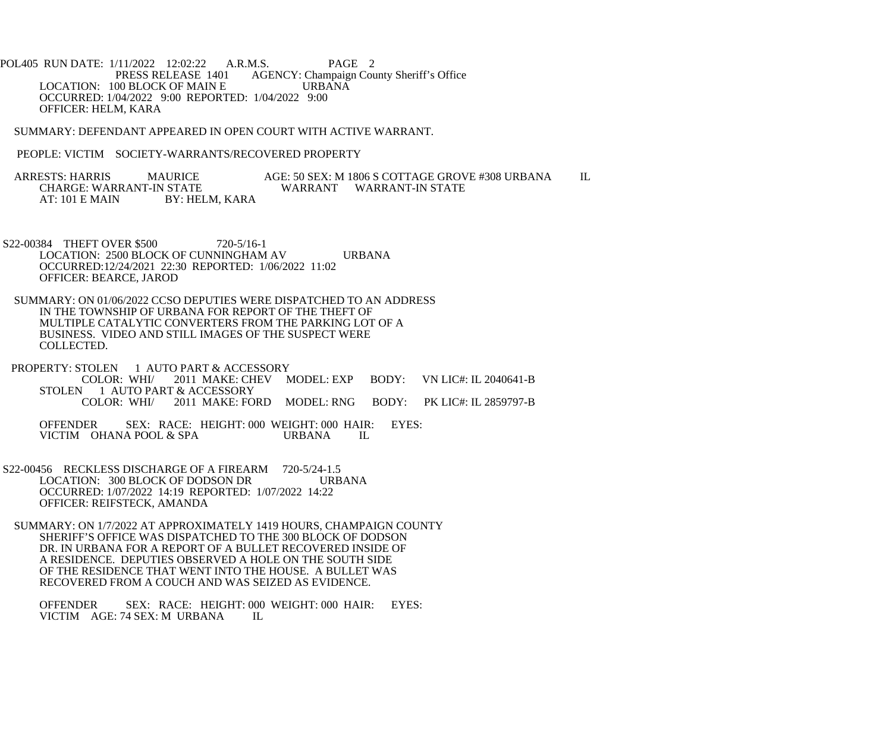POL405 RUN DATE: 1/11/2022 12:02:22 A.R.M.S. PAGE 2
PRESS RELEASE 1401 AGENCY: Champaign County Sheriff's Office
LOCATION: 100 BLOCK OF MAIN E URBANA
OCCURRED: 1/04/2022 9:00 REPORTED: 1/04/2022 9:00
OFFICER: HELM, KARA

SUMMARY: DEFENDANT APPEARED IN OPEN COURT WITH ACTIVE WARRANT.

PEOPLE: VICTIM SOCIETY-WARRANTS/RECOVERED PROPERTY

ARRESTS: HARRIS MAURICE AGE: 50 SEX: M 1806 S COTTAGE GROVE #308 URBANA IL
CHARGE: WARRANT-IN STATE WARRANT WARRANT-IN STATE
AT: 101 E MAIN BY: HELM, KARA

S22-00384 THEFT OVER $500 720-5/16-1
LOCATION: 2500 BLOCK OF CUNNINGHAM AV URBANA
OCCURRED:12/24/2021 22:30 REPORTED: 1/06/2022 11:02
OFFICER: BEARCE, JAROD

SUMMARY: ON 01/06/2022 CCSO DEPUTIES WERE DISPATCHED TO AN ADDRESS IN THE TOWNSHIP OF URBANA FOR REPORT OF THE THEFT OF MULTIPLE CATALYTIC CONVERTERS FROM THE PARKING LOT OF A BUSINESS. VIDEO AND STILL IMAGES OF THE SUSPECT WERE COLLECTED.

PROPERTY: STOLEN 1 AUTO PART & ACCESSORY
COLOR: WHI/ 2011 MAKE: CHEV MODEL: EXP BODY: VN LIC#: IL 2040641-B
STOLEN 1 AUTO PART & ACCESSORY
COLOR: WHI/ 2011 MAKE: FORD MODEL: RNG BODY: PK LIC#: IL 2859797-B

OFFENDER SEX: RACE: HEIGHT: 000 WEIGHT: 000 HAIR: EYES:
VICTIM OHANA POOL & SPA URBANA IL

S22-00456 RECKLESS DISCHARGE OF A FIREARM 720-5/24-1.5
LOCATION: 300 BLOCK OF DODSON DR URBANA
OCCURRED: 1/07/2022 14:19 REPORTED: 1/07/2022 14:22
OFFICER: REIFSTECK, AMANDA

SUMMARY: ON 1/7/2022 AT APPROXIMATELY 1419 HOURS, CHAMPAIGN COUNTY SHERIFF'S OFFICE WAS DISPATCHED TO THE 300 BLOCK OF DODSON DR. IN URBANA FOR A REPORT OF A BULLET RECOVERED INSIDE OF A RESIDENCE. DEPUTIES OBSERVED A HOLE ON THE SOUTH SIDE OF THE RESIDENCE THAT WENT INTO THE HOUSE. A BULLET WAS RECOVERED FROM A COUCH AND WAS SEIZED AS EVIDENCE.

OFFENDER SEX: RACE: HEIGHT: 000 WEIGHT: 000 HAIR: EYES:
VICTIM AGE: 74 SEX: M URBANA IL